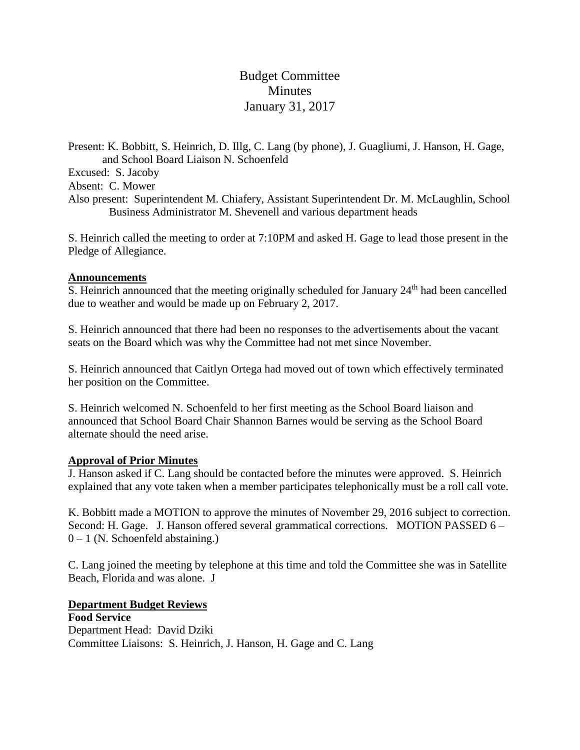# Budget Committee
## Minutes
## January 31, 2017

Present: K. Bobbitt, S. Heinrich, D. Illg, C. Lang (by phone), J. Guagliumi, J. Hanson, H. Gage, and School Board Liaison N. Schoenfeld

Excused: S. Jacoby

Absent: C. Mower

Also present: Superintendent M. Chiafery, Assistant Superintendent Dr. M. McLaughlin, School Business Administrator M. Shevenell and various department heads

S. Heinrich called the meeting to order at 7:10PM and asked H. Gage to lead those present in the Pledge of Allegiance.

**Announcements**

S. Heinrich announced that the meeting originally scheduled for January 24th had been cancelled due to weather and would be made up on February 2, 2017.

S. Heinrich announced that there had been no responses to the advertisements about the vacant seats on the Board which was why the Committee had not met since November.

S. Heinrich announced that Caitlyn Ortega had moved out of town which effectively terminated her position on the Committee.

S. Heinrich welcomed N. Schoenfeld to her first meeting as the School Board liaison and announced that School Board Chair Shannon Barnes would be serving as the School Board alternate should the need arise.

**Approval of Prior Minutes**

J. Hanson asked if C. Lang should be contacted before the minutes were approved. S. Heinrich explained that any vote taken when a member participates telephonically must be a roll call vote.

K. Bobbitt made a MOTION to approve the minutes of November 29, 2016 subject to correction. Second: H. Gage. J. Hanson offered several grammatical corrections. MOTION PASSED 6 – 0 – 1 (N. Schoenfeld abstaining.)

C. Lang joined the meeting by telephone at this time and told the Committee she was in Satellite Beach, Florida and was alone. J

**Department Budget Reviews**

**Food Service**

Department Head: David Dziki

Committee Liaisons: S. Heinrich, J. Hanson, H. Gage and C. Lang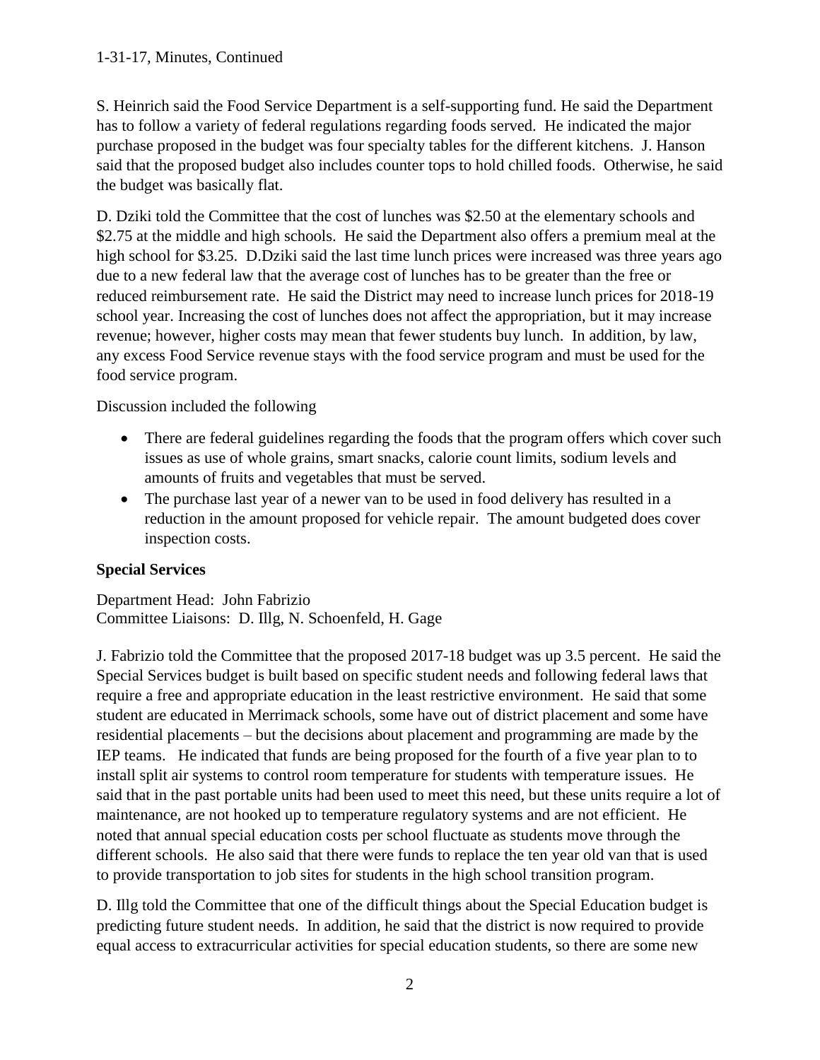S. Heinrich said the Food Service Department is a self-supporting fund. He said the Department has to follow a variety of federal regulations regarding foods served. He indicated the major purchase proposed in the budget was four specialty tables for the different kitchens. J. Hanson said that the proposed budget also includes counter tops to hold chilled foods. Otherwise, he said the budget was basically flat.

D. Dziki told the Committee that the cost of lunches was $2.50 at the elementary schools and $2.75 at the middle and high schools. He said the Department also offers a premium meal at the high school for $3.25. D.Dziki said the last time lunch prices were increased was three years ago due to a new federal law that the average cost of lunches has to be greater than the free or reduced reimbursement rate. He said the District may need to increase lunch prices for 2018-19 school year. Increasing the cost of lunches does not affect the appropriation, but it may increase revenue; however, higher costs may mean that fewer students buy lunch. In addition, by law, any excess Food Service revenue stays with the food service program and must be used for the food service program.

Discussion included the following

- There are federal guidelines regarding the foods that the program offers which cover such issues as use of whole grains, smart snacks, calorie count limits, sodium levels and amounts of fruits and vegetables that must be served.
- The purchase last year of a newer van to be used in food delivery has resulted in a reduction in the amount proposed for vehicle repair. The amount budgeted does cover inspection costs.

**Special Services**

Department Head: John Fabrizio
Committee Liaisons: D. Illg, N. Schoenfeld, H. Gage

J. Fabrizio told the Committee that the proposed 2017-18 budget was up 3.5 percent. He said the Special Services budget is built based on specific student needs and following federal laws that require a free and appropriate education in the least restrictive environment. He said that some student are educated in Merrimack schools, some have out of district placement and some have residential placements – but the decisions about placement and programming are made by the IEP teams. He indicated that funds are being proposed for the fourth of a five year plan to to install split air systems to control room temperature for students with temperature issues. He said that in the past portable units had been used to meet this need, but these units require a lot of maintenance, are not hooked up to temperature regulatory systems and are not efficient. He noted that annual special education costs per school fluctuate as students move through the different schools. He also said that there were funds to replace the ten year old van that is used to provide transportation to job sites for students in the high school transition program.

D. Illg told the Committee that one of the difficult things about the Special Education budget is predicting future student needs. In addition, he said that the district is now required to provide equal access to extracurricular activities for special education students, so there are some new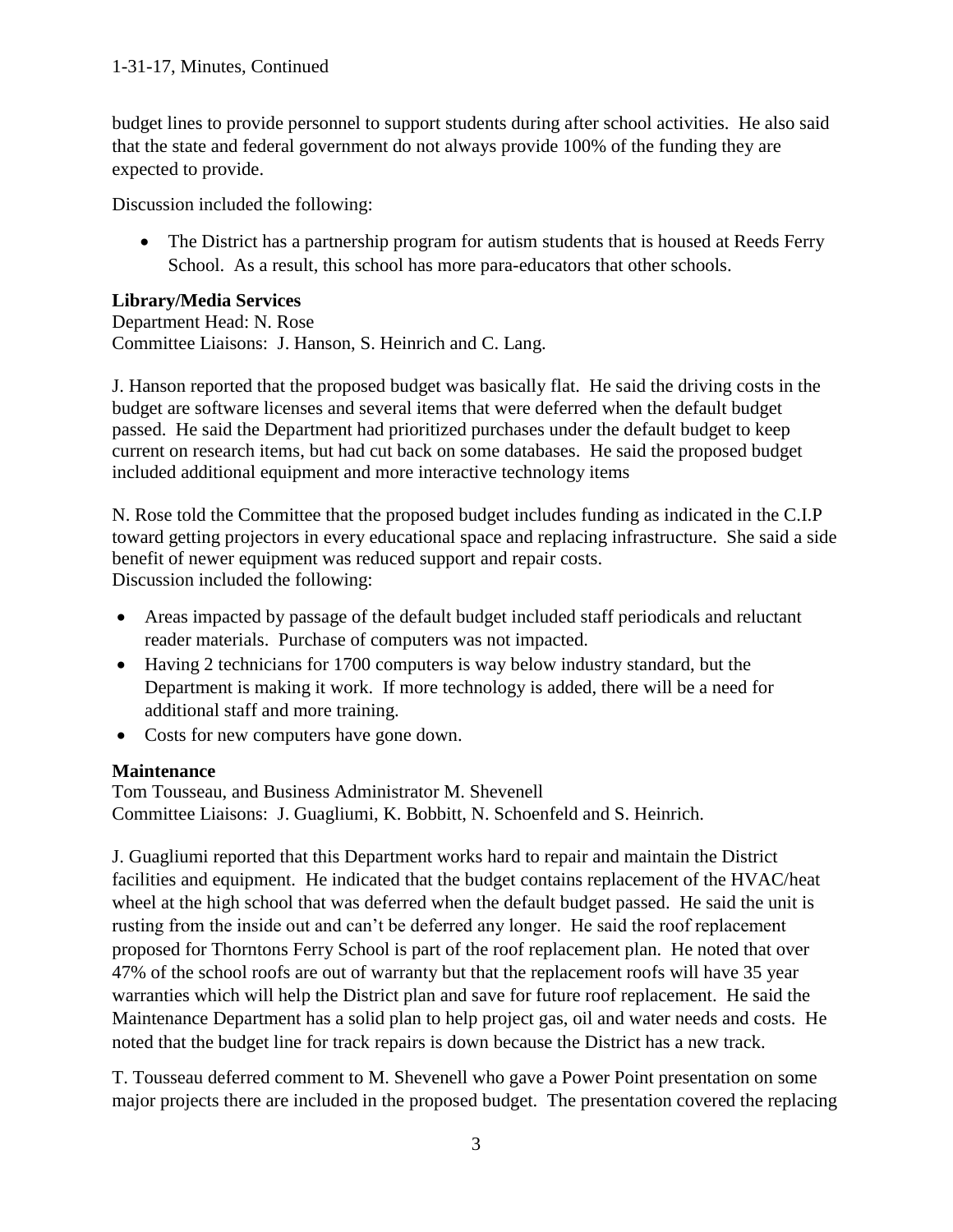budget lines to provide personnel to support students during after school activities. He also said that the state and federal government do not always provide 100% of the funding they are expected to provide.

Discussion included the following:

- The District has a partnership program for autism students that is housed at Reeds Ferry School. As a result, this school has more para-educators that other schools.

**Library/Media Services**
Department Head: N. Rose
Committee Liaisons: J. Hanson, S. Heinrich and C. Lang.

J. Hanson reported that the proposed budget was basically flat. He said the driving costs in the budget are software licenses and several items that were deferred when the default budget passed. He said the Department had prioritized purchases under the default budget to keep current on research items, but had cut back on some databases. He said the proposed budget included additional equipment and more interactive technology items

N. Rose told the Committee that the proposed budget includes funding as indicated in the C.I.P toward getting projectors in every educational space and replacing infrastructure. She said a side benefit of newer equipment was reduced support and repair costs.
Discussion included the following:

- Areas impacted by passage of the default budget included staff periodicals and reluctant reader materials. Purchase of computers was not impacted.
- Having 2 technicians for 1700 computers is way below industry standard, but the Department is making it work. If more technology is added, there will be a need for additional staff and more training.
- Costs for new computers have gone down.

**Maintenance**
Tom Tousseau, and Business Administrator M. Shevenell
Committee Liaisons: J. Guagliumi, K. Bobbitt, N. Schoenfeld and S. Heinrich.

J. Guagliumi reported that this Department works hard to repair and maintain the District facilities and equipment. He indicated that the budget contains replacement of the HVAC/heat wheel at the high school that was deferred when the default budget passed. He said the unit is rusting from the inside out and can't be deferred any longer. He said the roof replacement proposed for Thorntons Ferry School is part of the roof replacement plan. He noted that over 47% of the school roofs are out of warranty but that the replacement roofs will have 35 year warranties which will help the District plan and save for future roof replacement. He said the Maintenance Department has a solid plan to help project gas, oil and water needs and costs. He noted that the budget line for track repairs is down because the District has a new track.

T. Tousseau deferred comment to M. Shevenell who gave a Power Point presentation on some major projects there are included in the proposed budget. The presentation covered the replacing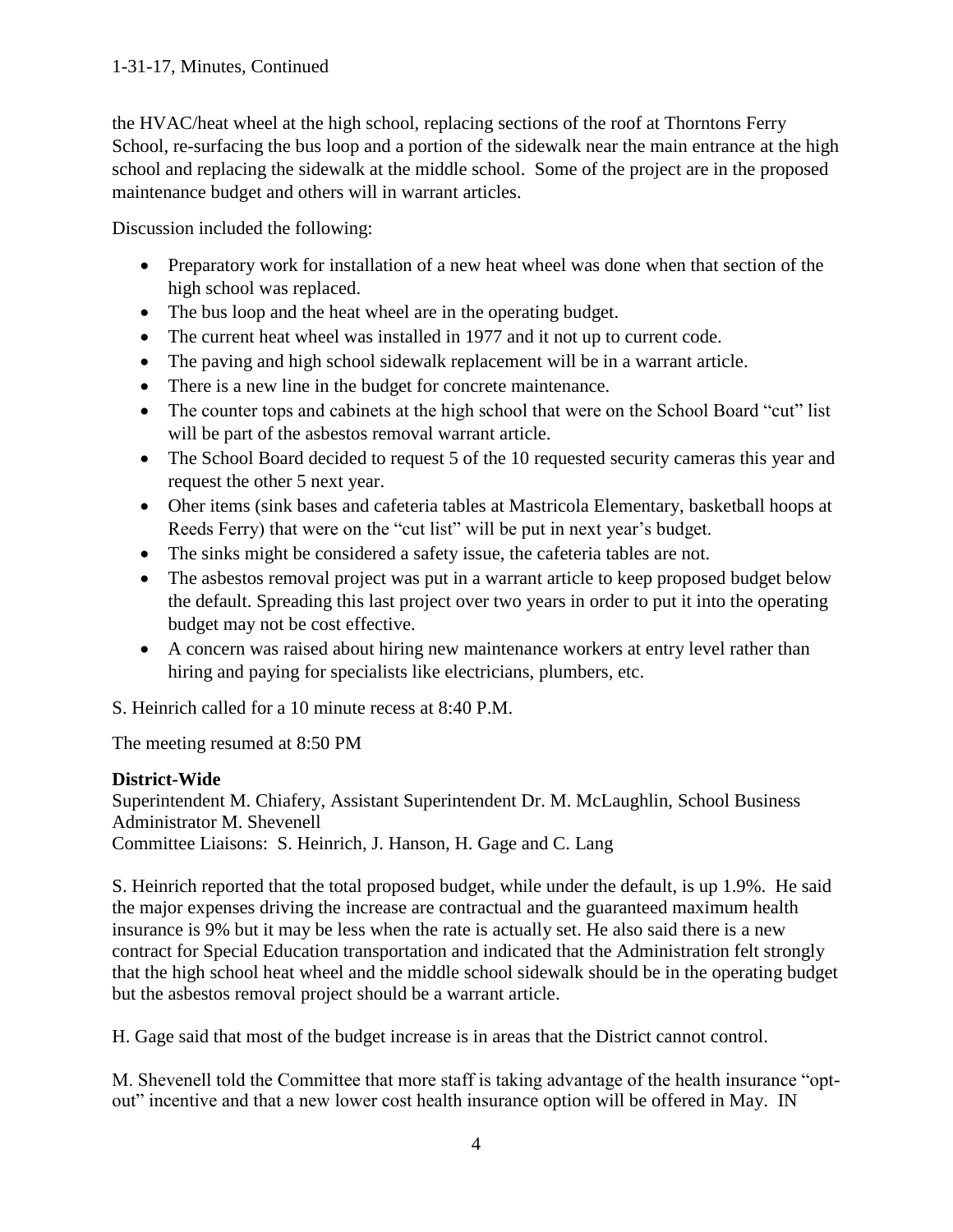the HVAC/heat wheel at the high school, replacing sections of the roof at Thorntons Ferry School, re-surfacing the bus loop and a portion of the sidewalk near the main entrance at the high school and replacing the sidewalk at the middle school. Some of the project are in the proposed maintenance budget and others will in warrant articles.

Discussion included the following:

- Preparatory work for installation of a new heat wheel was done when that section of the high school was replaced.
- The bus loop and the heat wheel are in the operating budget.
- The current heat wheel was installed in 1977 and it not up to current code.
- The paving and high school sidewalk replacement will be in a warrant article.
- There is a new line in the budget for concrete maintenance.
- The counter tops and cabinets at the high school that were on the School Board "cut" list will be part of the asbestos removal warrant article.
- The School Board decided to request 5 of the 10 requested security cameras this year and request the other 5 next year.
- Oher items (sink bases and cafeteria tables at Mastricola Elementary, basketball hoops at Reeds Ferry) that were on the "cut list" will be put in next year's budget.
- The sinks might be considered a safety issue, the cafeteria tables are not.
- The asbestos removal project was put in a warrant article to keep proposed budget below the default. Spreading this last project over two years in order to put it into the operating budget may not be cost effective.
- A concern was raised about hiring new maintenance workers at entry level rather than hiring and paying for specialists like electricians, plumbers, etc.

S. Heinrich called for a 10 minute recess at 8:40 P.M.

The meeting resumed at 8:50 PM

**District-Wide**

Superintendent M. Chiafery, Assistant Superintendent Dr. M. McLaughlin, School Business Administrator M. Shevenell
Committee Liaisons: S. Heinrich, J. Hanson, H. Gage and C. Lang

S. Heinrich reported that the total proposed budget, while under the default, is up 1.9%. He said the major expenses driving the increase are contractual and the guaranteed maximum health insurance is 9% but it may be less when the rate is actually set. He also said there is a new contract for Special Education transportation and indicated that the Administration felt strongly that the high school heat wheel and the middle school sidewalk should be in the operating budget but the asbestos removal project should be a warrant article.

H. Gage said that most of the budget increase is in areas that the District cannot control.

M. Shevenell told the Committee that more staff is taking advantage of the health insurance "opt-out" incentive and that a new lower cost health insurance option will be offered in May. IN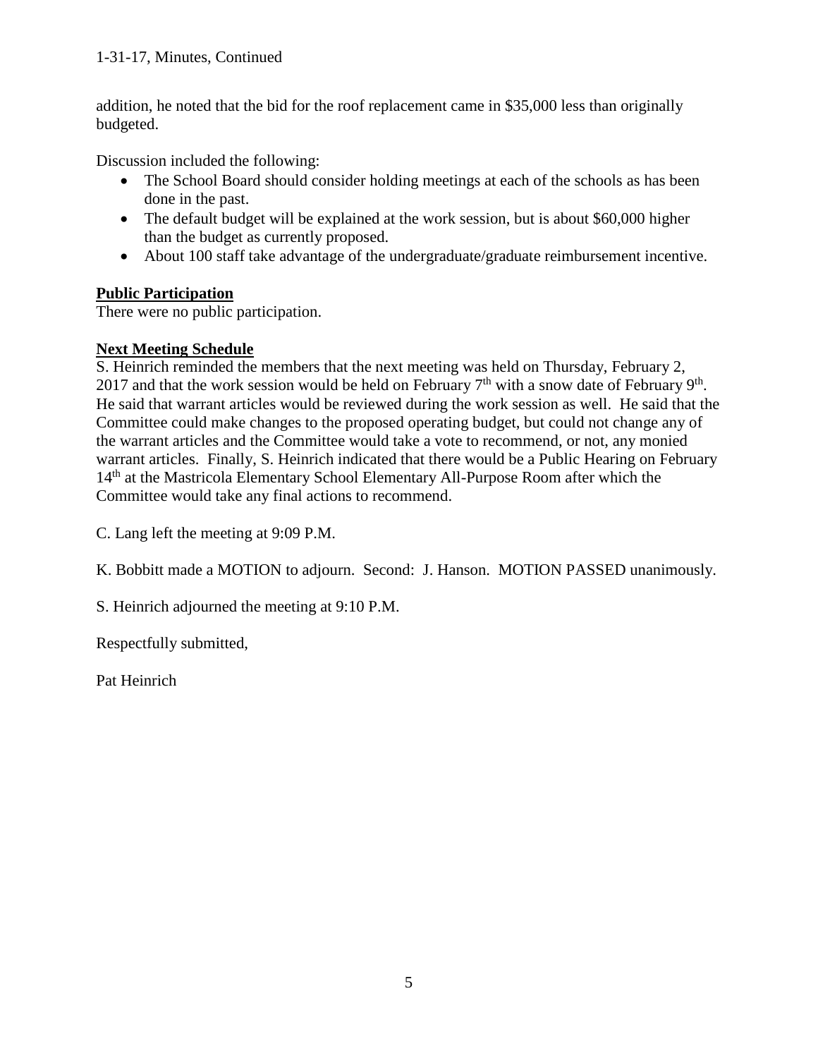addition, he noted that the bid for the roof replacement came in $35,000 less than originally budgeted.

Discussion included the following:

- The School Board should consider holding meetings at each of the schools as has been done in the past.
- The default budget will be explained at the work session, but is about $60,000 higher than the budget as currently proposed.
- About 100 staff take advantage of the undergraduate/graduate reimbursement incentive.

**Public Participation**

There were no public participation.

**Next Meeting Schedule**

S. Heinrich reminded the members that the next meeting was held on Thursday, February 2, 2017 and that the work session would be held on February 7th with a snow date of February 9th. He said that warrant articles would be reviewed during the work session as well. He said that the Committee could make changes to the proposed operating budget, but could not change any of the warrant articles and the Committee would take a vote to recommend, or not, any monied warrant articles. Finally, S. Heinrich indicated that there would be a Public Hearing on February 14th at the Mastricola Elementary School Elementary All-Purpose Room after which the Committee would take any final actions to recommend.

C. Lang left the meeting at 9:09 P.M.

K. Bobbitt made a MOTION to adjourn. Second: J. Hanson. MOTION PASSED unanimously.

S. Heinrich adjourned the meeting at 9:10 P.M.

Respectfully submitted,

Pat Heinrich